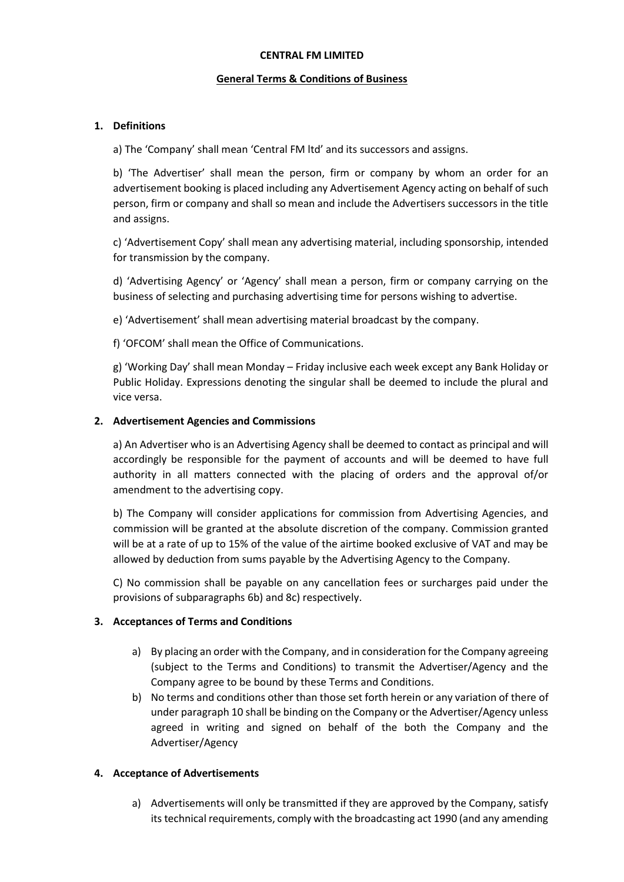**CENTRAL FM LIMITED**

**General Terms & Conditions of Business**

1. **Definitions**

   a) The 'Company' shall mean 'Central FM ltd' and its successors and assigns.

   b) 'The Advertiser' shall mean the person, firm or company by whom an order for an advertisement booking is placed including any Advertisement Agency acting on behalf of such person, firm or company and shall so mean and include the Advertisers successors in the title and assigns.

   c) 'Advertisement Copy' shall mean any advertising material, including sponsorship, intended for transmission by the company.

   d) 'Advertising Agency' or 'Agency' shall mean a person, firm or company carrying on the business of selecting and purchasing advertising time for persons wishing to advertise.

   e) 'Advertisement' shall mean advertising material broadcast by the company.

   f) 'OFCOM' shall mean the Office of Communications.

   g) 'Working Day' shall mean Monday – Friday inclusive each week except any Bank Holiday or Public Holiday. Expressions denoting the singular shall be deemed to include the plural and vice versa.

2. **Advertisement Agencies and Commissions**

   a) An Advertiser who is an Advertising Agency shall be deemed to contact as principal and will accordingly be responsible for the payment of accounts and will be deemed to have full authority in all matters connected with the placing of orders and the approval of/or amendment to the advertising copy.

   b) The Company will consider applications for commission from Advertising Agencies, and commission will be granted at the absolute discretion of the company. Commission granted will be at a rate of up to 15% of the value of the airtime booked exclusive of VAT and may be allowed by deduction from sums payable by the Advertising Agency to the Company.

   C) No commission shall be payable on any cancellation fees or surcharges paid under the provisions of subparagraphs 6b) and 8c) respectively.

3. **Acceptances of Terms and Conditions**

   a) By placing an order with the Company, and in consideration for the Company agreeing (subject to the Terms and Conditions) to transmit the Advertiser/Agency and the Company agree to be bound by these Terms and Conditions.
   b) No terms and conditions other than those set forth herein or any variation of there of under paragraph 10 shall be binding on the Company or the Advertiser/Agency unless agreed in writing and signed on behalf of the both the Company and the Advertiser/Agency

4. **Acceptance of Advertisements**

   a) Advertisements will only be transmitted if they are approved by the Company, satisfy its technical requirements, comply with the broadcasting act 1990 (and any amending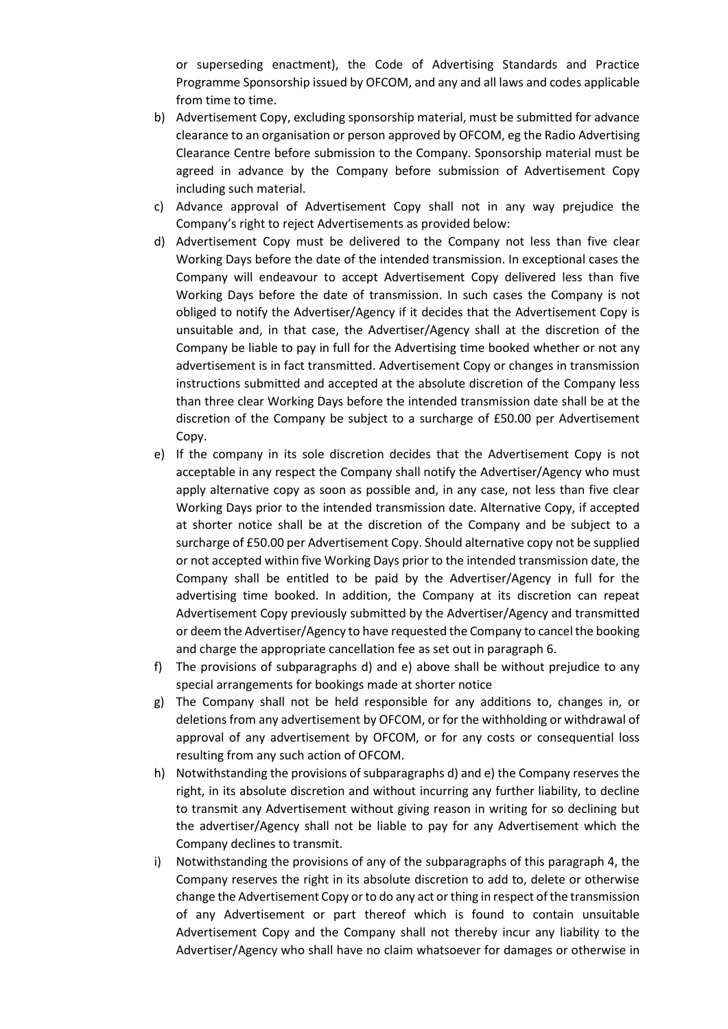or superseding enactment), the Code of Advertising Standards and Practice Programme Sponsorship issued by OFCOM, and any and all laws and codes applicable from time to time.

b) Advertisement Copy, excluding sponsorship material, must be submitted for advance clearance to an organisation or person approved by OFCOM, eg the Radio Advertising Clearance Centre before submission to the Company. Sponsorship material must be agreed in advance by the Company before submission of Advertisement Copy including such material.

c) Advance approval of Advertisement Copy shall not in any way prejudice the Company's right to reject Advertisements as provided below:

d) Advertisement Copy must be delivered to the Company not less than five clear Working Days before the date of the intended transmission. In exceptional cases the Company will endeavour to accept Advertisement Copy delivered less than five Working Days before the date of transmission. In such cases the Company is not obliged to notify the Advertiser/Agency if it decides that the Advertisement Copy is unsuitable and, in that case, the Advertiser/Agency shall at the discretion of the Company be liable to pay in full for the Advertising time booked whether or not any advertisement is in fact transmitted. Advertisement Copy or changes in transmission instructions submitted and accepted at the absolute discretion of the Company less than three clear Working Days before the intended transmission date shall be at the discretion of the Company be subject to a surcharge of £50.00 per Advertisement Copy.

e) If the company in its sole discretion decides that the Advertisement Copy is not acceptable in any respect the Company shall notify the Advertiser/Agency who must apply alternative copy as soon as possible and, in any case, not less than five clear Working Days prior to the intended transmission date. Alternative Copy, if accepted at shorter notice shall be at the discretion of the Company and be subject to a surcharge of £50.00 per Advertisement Copy. Should alternative copy not be supplied or not accepted within five Working Days prior to the intended transmission date, the Company shall be entitled to be paid by the Advertiser/Agency in full for the advertising time booked. In addition, the Company at its discretion can repeat Advertisement Copy previously submitted by the Advertiser/Agency and transmitted or deem the Advertiser/Agency to have requested the Company to cancel the booking and charge the appropriate cancellation fee as set out in paragraph 6.

f) The provisions of subparagraphs d) and e) above shall be without prejudice to any special arrangements for bookings made at shorter notice

g) The Company shall not be held responsible for any additions to, changes in, or deletions from any advertisement by OFCOM, or for the withholding or withdrawal of approval of any advertisement by OFCOM, or for any costs or consequential loss resulting from any such action of OFCOM.

h) Notwithstanding the provisions of subparagraphs d) and e) the Company reserves the right, in its absolute discretion and without incurring any further liability, to decline to transmit any Advertisement without giving reason in writing for so declining but the advertiser/Agency shall not be liable to pay for any Advertisement which the Company declines to transmit.

i) Notwithstanding the provisions of any of the subparagraphs of this paragraph 4, the Company reserves the right in its absolute discretion to add to, delete or otherwise change the Advertisement Copy or to do any act or thing in respect of the transmission of any Advertisement or part thereof which is found to contain unsuitable Advertisement Copy and the Company shall not thereby incur any liability to the Advertiser/Agency who shall have no claim whatsoever for damages or otherwise in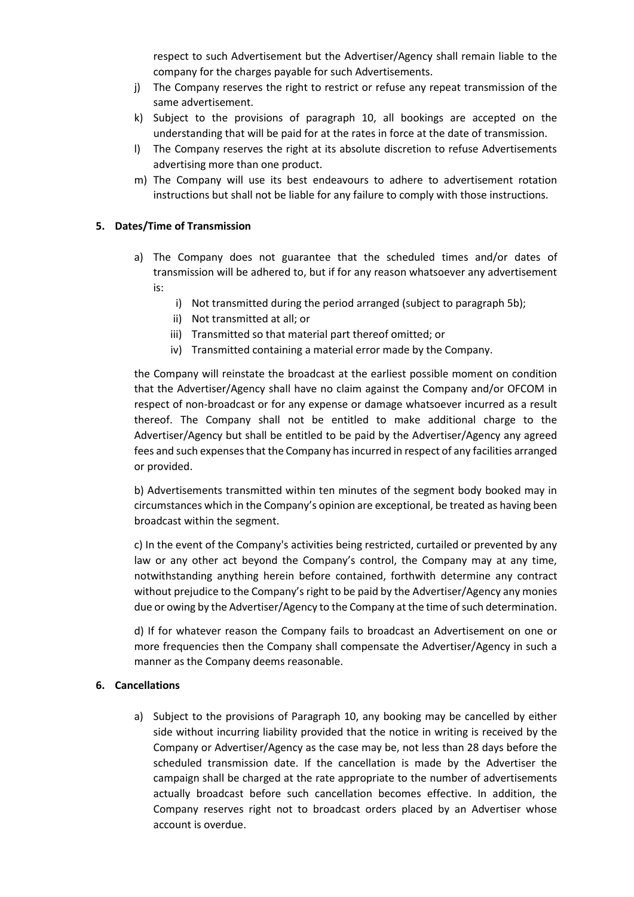respect to such Advertisement but the Advertiser/Agency shall remain liable to the company for the charges payable for such Advertisements.

j) The Company reserves the right to restrict or refuse any repeat transmission of the same advertisement.

k) Subject to the provisions of paragraph 10, all bookings are accepted on the understanding that will be paid for at the rates in force at the date of transmission.

l) The Company reserves the right at its absolute discretion to refuse Advertisements advertising more than one product.

m) The Company will use its best endeavours to adhere to advertisement rotation instructions but shall not be liable for any failure to comply with those instructions.

**5. Dates/Time of Transmission**

a) The Company does not guarantee that the scheduled times and/or dates of transmission will be adhered to, but if for any reason whatsoever any advertisement is:

   i) Not transmitted during the period arranged (subject to paragraph 5b);
   ii) Not transmitted at all; or
   iii) Transmitted so that material part thereof omitted; or
   iv) Transmitted containing a material error made by the Company.

the Company will reinstate the broadcast at the earliest possible moment on condition that the Advertiser/Agency shall have no claim against the Company and/or OFCOM in respect of non-broadcast or for any expense or damage whatsoever incurred as a result thereof. The Company shall not be entitled to make additional charge to the Advertiser/Agency but shall be entitled to be paid by the Advertiser/Agency any agreed fees and such expenses that the Company has incurred in respect of any facilities arranged or provided.

b) Advertisements transmitted within ten minutes of the segment body booked may in circumstances which in the Company's opinion are exceptional, be treated as having been broadcast within the segment.

c) In the event of the Company's activities being restricted, curtailed or prevented by any law or any other act beyond the Company's control, the Company may at any time, notwithstanding anything herein before contained, forthwith determine any contract without prejudice to the Company's right to be paid by the Advertiser/Agency any monies due or owing by the Advertiser/Agency to the Company at the time of such determination.

d) If for whatever reason the Company fails to broadcast an Advertisement on one or more frequencies then the Company shall compensate the Advertiser/Agency in such a manner as the Company deems reasonable.

**6. Cancellations**

a) Subject to the provisions of Paragraph 10, any booking may be cancelled by either side without incurring liability provided that the notice in writing is received by the Company or Advertiser/Agency as the case may be, not less than 28 days before the scheduled transmission date. If the cancellation is made by the Advertiser the campaign shall be charged at the rate appropriate to the number of advertisements actually broadcast before such cancellation becomes effective. In addition, the Company reserves right not to broadcast orders placed by an Advertiser whose account is overdue.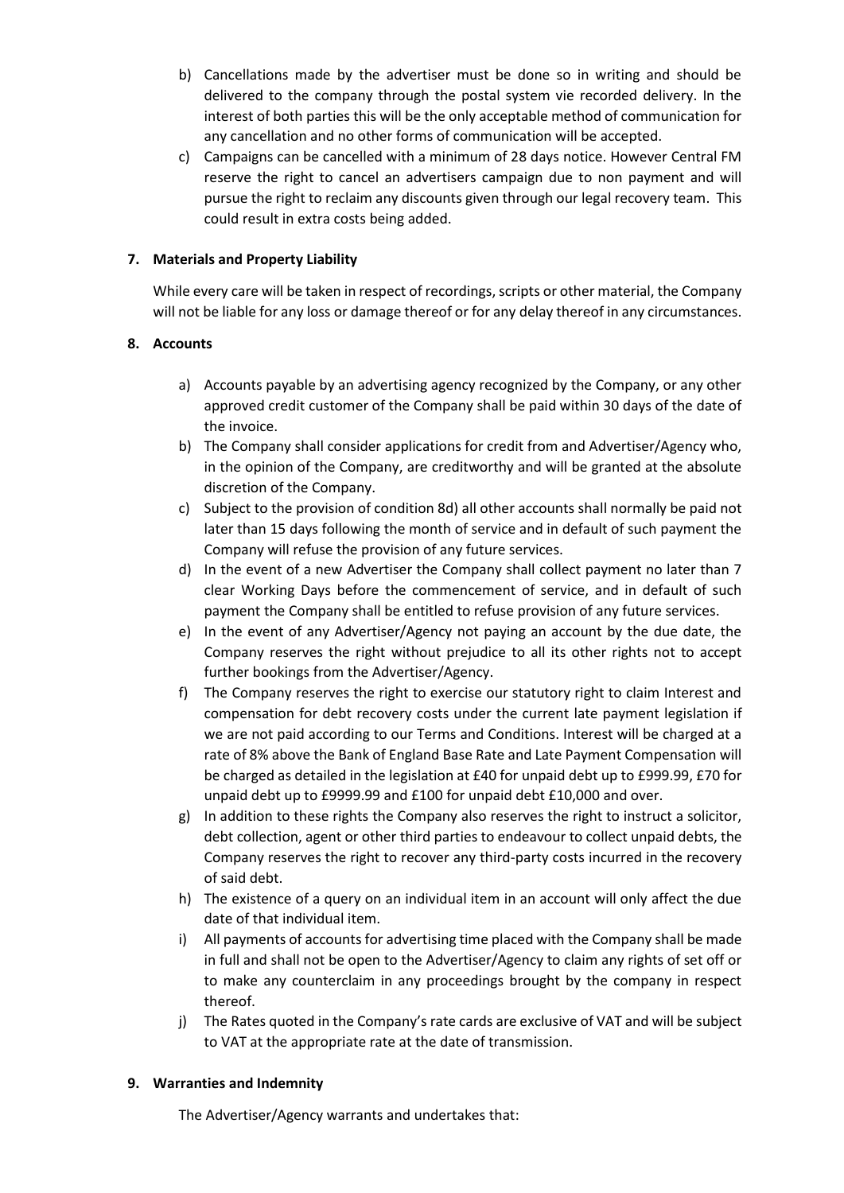b) Cancellations made by the advertiser must be done so in writing and should be delivered to the company through the postal system vie recorded delivery. In the interest of both parties this will be the only acceptable method of communication for any cancellation and no other forms of communication will be accepted.

c) Campaigns can be cancelled with a minimum of 28 days notice. However Central FM reserve the right to cancel an advertisers campaign due to non payment and will pursue the right to reclaim any discounts given through our legal recovery team. This could result in extra costs being added.

**7. Materials and Property Liability**

While every care will be taken in respect of recordings, scripts or other material, the Company will not be liable for any loss or damage thereof or for any delay thereof in any circumstances.

**8. Accounts**

a) Accounts payable by an advertising agency recognized by the Company, or any other approved credit customer of the Company shall be paid within 30 days of the date of the invoice.

b) The Company shall consider applications for credit from and Advertiser/Agency who, in the opinion of the Company, are creditworthy and will be granted at the absolute discretion of the Company.

c) Subject to the provision of condition 8d) all other accounts shall normally be paid not later than 15 days following the month of service and in default of such payment the Company will refuse the provision of any future services.

d) In the event of a new Advertiser the Company shall collect payment no later than 7 clear Working Days before the commencement of service, and in default of such payment the Company shall be entitled to refuse provision of any future services.

e) In the event of any Advertiser/Agency not paying an account by the due date, the Company reserves the right without prejudice to all its other rights not to accept further bookings from the Advertiser/Agency.

f) The Company reserves the right to exercise our statutory right to claim Interest and compensation for debt recovery costs under the current late payment legislation if we are not paid according to our Terms and Conditions. Interest will be charged at a rate of 8% above the Bank of England Base Rate and Late Payment Compensation will be charged as detailed in the legislation at £40 for unpaid debt up to £999.99, £70 for unpaid debt up to £9999.99 and £100 for unpaid debt £10,000 and over.

g) In addition to these rights the Company also reserves the right to instruct a solicitor, debt collection, agent or other third parties to endeavour to collect unpaid debts, the Company reserves the right to recover any third-party costs incurred in the recovery of said debt.

h) The existence of a query on an individual item in an account will only affect the due date of that individual item.

i) All payments of accounts for advertising time placed with the Company shall be made in full and shall not be open to the Advertiser/Agency to claim any rights of set off or to make any counterclaim in any proceedings brought by the company in respect thereof.

j) The Rates quoted in the Company's rate cards are exclusive of VAT and will be subject to VAT at the appropriate rate at the date of transmission.

**9. Warranties and Indemnity**

The Advertiser/Agency warrants and undertakes that: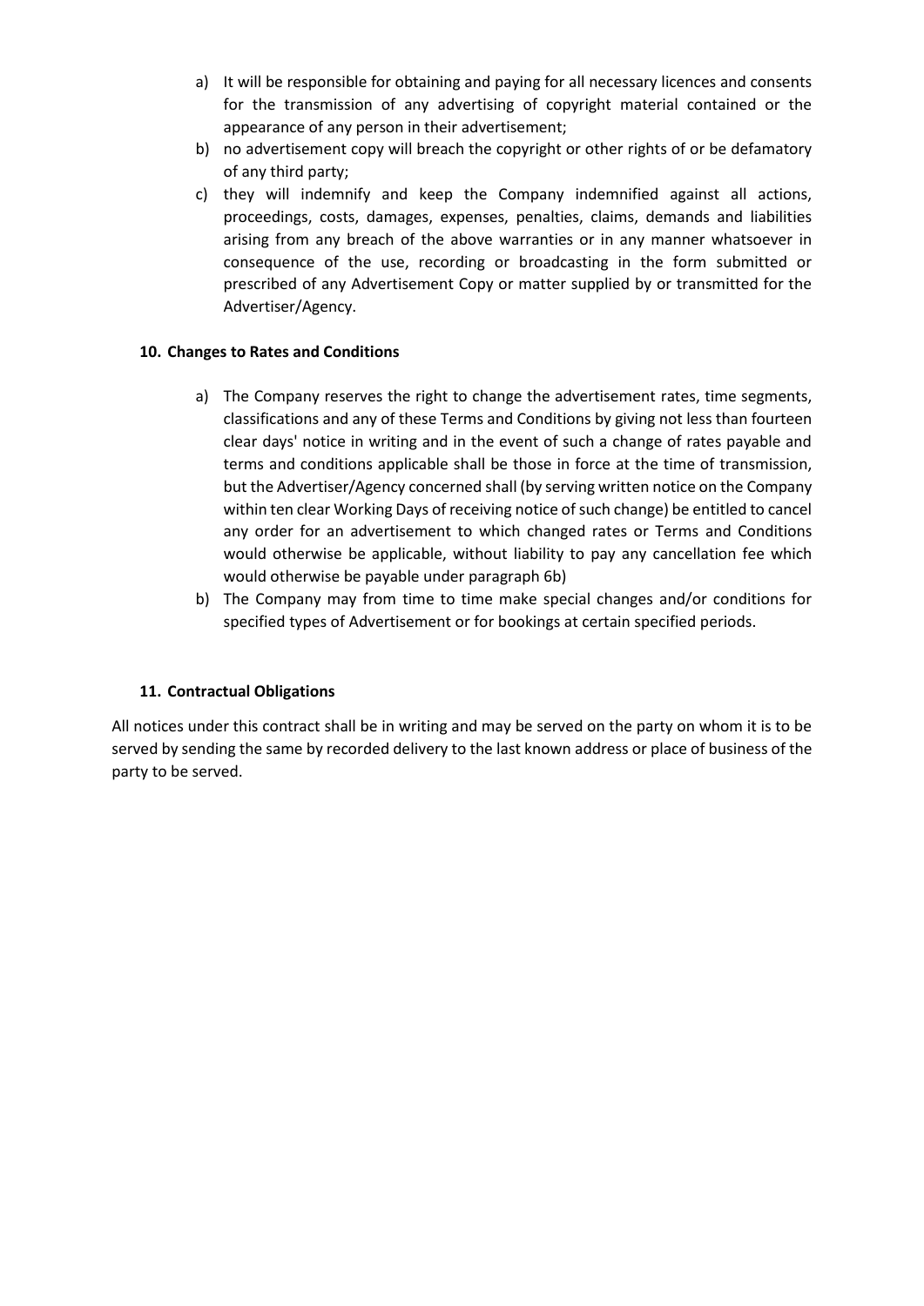a) It will be responsible for obtaining and paying for all necessary licences and consents for the transmission of any advertising of copyright material contained or the appearance of any person in their advertisement;
b) no advertisement copy will breach the copyright or other rights of or be defamatory of any third party;
c) they will indemnify and keep the Company indemnified against all actions, proceedings, costs, damages, expenses, penalties, claims, demands and liabilities arising from any breach of the above warranties or in any manner whatsoever in consequence of the use, recording or broadcasting in the form submitted or prescribed of any Advertisement Copy or matter supplied by or transmitted for the Advertiser/Agency.

### 10. Changes to Rates and Conditions

a) The Company reserves the right to change the advertisement rates, time segments, classifications and any of these Terms and Conditions by giving not less than fourteen clear days' notice in writing and in the event of such a change of rates payable and terms and conditions applicable shall be those in force at the time of transmission, but the Advertiser/Agency concerned shall (by serving written notice on the Company within ten clear Working Days of receiving notice of such change) be entitled to cancel any order for an advertisement to which changed rates or Terms and Conditions would otherwise be applicable, without liability to pay any cancellation fee which would otherwise be payable under paragraph 6b)
b) The Company may from time to time make special changes and/or conditions for specified types of Advertisement or for bookings at certain specified periods.

### 11. Contractual Obligations

All notices under this contract shall be in writing and may be served on the party on whom it is to be served by sending the same by recorded delivery to the last known address or place of business of the party to be served.